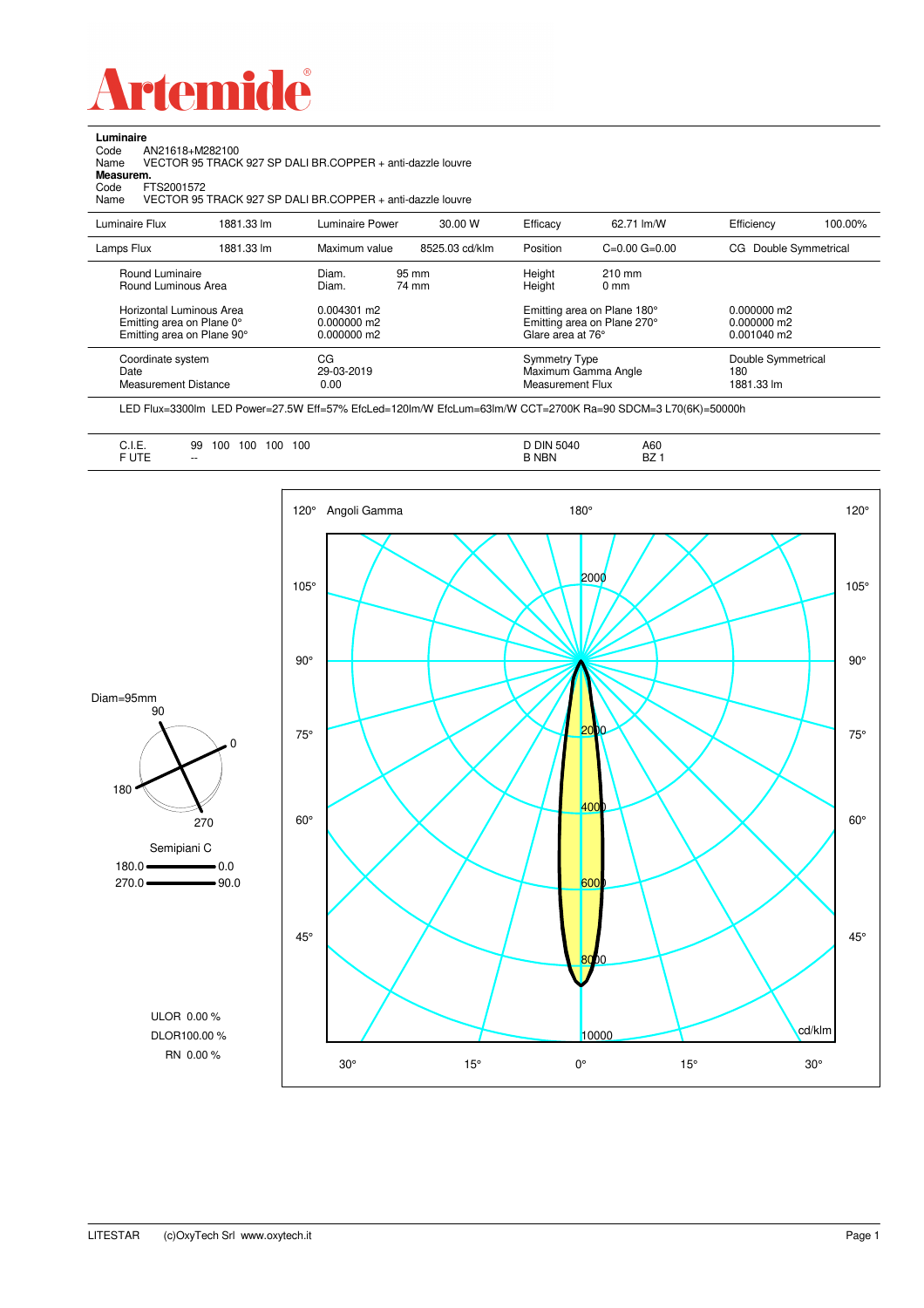# Artemide

**Luminaire**

Code AN21618+M282100
Name VECTOR 95 TRACK 927 SP DALI BR.COPPER + anti-dazzle louvre

**Measurem.**

Code FTS2001572
Name VECTOR 95 TRACK 927 SP DALI BR.COPPER + anti-dazzle louvre

| Luminaire Flux | 1881.33 lm | Luminaire Power | 30.00 W | Efficacy | 62.71 lm/W | Efficiency | 100.00% |
|---|---|---|---|---|---|---|---|
| Lamps Flux | 1881.33 lm | Maximum value | 8525.03 cd/klm | Position | C=0.00 G=0.00 | CG Double Symmetrical | |

| | | | |
|---|---|---|---|
| Round Luminaire | Diam. 95 mm | Height 210 mm | |
| Round Luminous Area | Diam. 74 mm | Height 0 mm | |
| Horizontal Luminous Area | 0.004301 m2 | Emitting area on Plane 180° | 0.000000 m2 |
| Emitting area on Plane 0° | 0.000000 m2 | Emitting area on Plane 270° | 0.000000 m2 |
| Emitting area on Plane 90° | 0.000000 m2 | Glare area at 76° | 0.001040 m2 |

| | | | |
|---|---|---|---|
| Coordinate system | CG | Symmetry Type | Double Symmetrical |
| Date | 29-03-2019 | Maximum Gamma Angle | 180 |
| Measurement Distance | 0.00 | Measurement Flux | 1881.33 lm |

LED Flux=3300lm LED Power=27.5W Eff=57% EfcLed=120lm/W EfcLum=63lm/W CCT=2700K Ra=90 SDCM=3 L70(6K)=50000h

| | | | |
|---|---|---|---|
| C.I.E. | 99 100 100 100 100 | D DIN 5040 | A60 |
| F UTE | -- | B NBN | BZ 1 |

Diam=95mm

Semipiani C

180.0 — 0.0
270.0 — 90.0

ULOR 0.00 %
DLOR100.00 %
RN 0.00 %

Angoli Gamma — cd/klm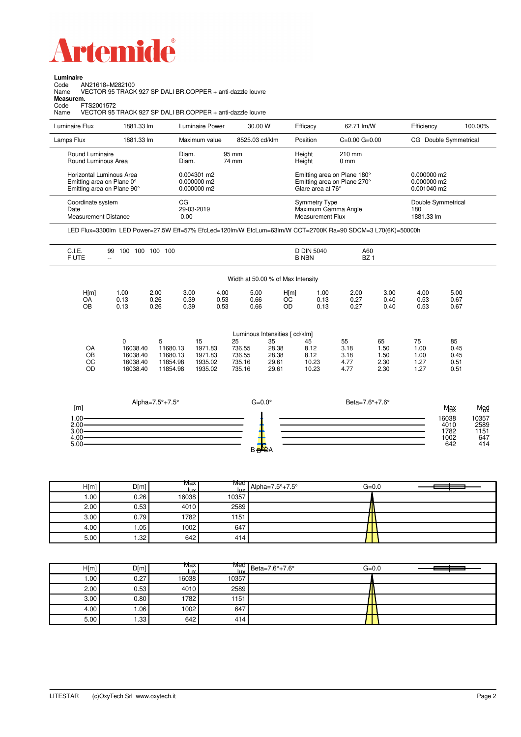# Artemide

**Luminaire**
Code AN21618+M282100
Name VECTOR 95 TRACK 927 SP DALI BR.COPPER + anti-dazzle louvre
**Measurem.**
Code FTS2001572
Name VECTOR 95 TRACK 927 SP DALI BR.COPPER + anti-dazzle louvre

| | | | | | | | |
|---|---|---|---|---|---|---|---|
| Luminaire Flux | 1881.33 lm | Luminaire Power | 30.00 W | Efficacy | 62.71 lm/W | Efficiency | 100.00% |
| Lamps Flux | 1881.33 lm | Maximum value | 8525.03 cd/klm | Position | C=0.00 G=0.00 | CG Double Symmetrical | |

| | | | | | |
|---|---|---|---|---|---|
| Round Luminaire | Diam. | 95 mm | Height | 210 mm | |
| Round Luminous Area | Diam. | 74 mm | Height | 0 mm | |
| Horizontal Luminous Area | 0.004301 m2 | | Emitting area on Plane 180° | | 0.000000 m2 |
| Emitting area on Plane 0° | 0.000000 m2 | | Emitting area on Plane 270° | | 0.000000 m2 |
| Emitting area on Plane 90° | 0.000000 m2 | | Glare area at 76° | | 0.001040 m2 |
| Coordinate system | CG | | Symmetry Type | | Double Symmetrical |
| Date | 29-03-2019 | | Maximum Gamma Angle | | 180 |
| Measurement Distance | 0.00 | | Measurement Flux | | 1881.33 lm |

LED Flux=3300lm LED Power=27.5W Eff=57% EfcLed=120lm/W EfcLum=63lm/W CCT=2700K Ra=90 SDCM=3 L70(6K)=50000h

| | | | |
|---|---|---|---|
| C.I.E. | 99 100 100 100 100 | D DIN 5040 | A60 |
| F UTE | -- | B NBN | BZ 1 |

Width at 50.00 % of Max Intensity

| H[m] | 1.00 | 2.00 | 3.00 | 4.00 | 5.00 | H[m] | 1.00 | 2.00 | 3.00 | 4.00 | 5.00 |
|---|---|---|---|---|---|---|---|---|---|---|---|
| OA | 0.13 | 0.26 | 0.39 | 0.53 | 0.66 | OC | 0.13 | 0.27 | 0.40 | 0.53 | 0.67 |
| OB | 0.13 | 0.26 | 0.39 | 0.53 | 0.66 | OD | 0.13 | 0.27 | 0.40 | 0.53 | 0.67 |

Luminous Intensities [ cd/klm]

| | 0 | 5 | 15 | 25 | 35 | 45 | 55 | 65 | 75 | 85 |
|---|---|---|---|---|---|---|---|---|---|---|
| OA | 16038.40 | 11680.13 | 1971.83 | 736.55 | 28.38 | 8.12 | 3.18 | 1.50 | 1.00 | 0.45 |
| OB | 16038.40 | 11680.13 | 1971.83 | 736.55 | 28.38 | 8.12 | 3.18 | 1.50 | 1.00 | 0.45 |
| OC | 16038.40 | 11854.98 | 1935.02 | 735.16 | 29.61 | 10.23 | 4.77 | 2.30 | 1.27 | 0.51 |
| OD | 16038.40 | 11854.98 | 1935.02 | 735.16 | 29.61 | 10.23 | 4.77 | 2.30 | 1.27 | 0.51 |

[m]
Alpha=7.5°+7.5°
G=0.0°
Beta=7.6°+7.6°
1.00
2.00
3.00
4.00
5.00
B D C A
Max lux
16038
4010
1782
1002
642
Med lux
10357
2589
1151
647
414

| H[m] | D[m] | Max lux | Med lux | Alpha=7.5°+7.5° | G=0.0 |
|---|---|---|---|---|---|
| 1.00 | 0.26 | 16038 | 10357 | | |
| 2.00 | 0.53 | 4010 | 2589 | | |
| 3.00 | 0.79 | 1782 | 1151 | | |
| 4.00 | 1.05 | 1002 | 647 | | |
| 5.00 | 1.32 | 642 | 414 | | |

| H[m] | D[m] | Max lux | Med lux | Beta=7.6°+7.6° | G=0.0 |
|---|---|---|---|---|---|
| 1.00 | 0.27 | 16038 | 10357 | | |
| 2.00 | 0.53 | 4010 | 2589 | | |
| 3.00 | 0.80 | 1782 | 1151 | | |
| 4.00 | 1.06 | 1002 | 647 | | |
| 5.00 | 1.33 | 642 | 414 | | |

LITESTAR (c)OxyTech Srl www.oxytech.it